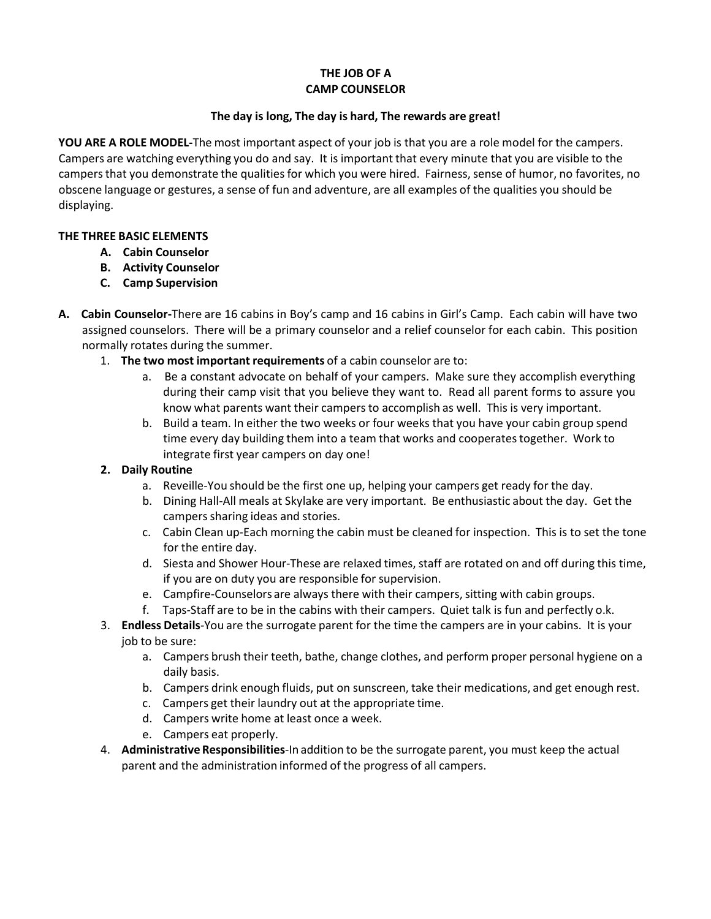# THE JOB OF A CAMP COUNSELOR

**The day is long, The day is hard, The rewards are great!**

**YOU ARE A ROLE MODEL-**The most important aspect of your job is that you are a role model for the campers. Campers are watching everything you do and say. It is important that every minute that you are visible to the campers that you demonstrate the qualities for which you were hired. Fairness, sense of humor, no favorites, no obscene language or gestures, a sense of fun and adventure, are all examples of the qualities you should be displaying.

**THE THREE BASIC ELEMENTS**

- **A. Cabin Counselor**
- **B. Activity Counselor**
- **C. Camp Supervision**

**A. Cabin Counselor-**There are 16 cabins in Boy's camp and 16 cabins in Girl's Camp. Each cabin will have two assigned counselors. There will be a primary counselor and a relief counselor for each cabin. This position normally rotates during the summer.

1. **The two most important requirements** of a cabin counselor are to:
   - a. Be a constant advocate on behalf of your campers. Make sure they accomplish everything during their camp visit that you believe they want to. Read all parent forms to assure you know what parents want their campers to accomplish as well. This is very important.
   - b. Build a team. In either the two weeks or four weeks that you have your cabin group spend time every day building them into a team that works and cooperates together. Work to integrate first year campers on day one!
2. **Daily Routine**
   - a. Reveille-You should be the first one up, helping your campers get ready for the day.
   - b. Dining Hall-All meals at Skylake are very important. Be enthusiastic about the day. Get the campers sharing ideas and stories.
   - c. Cabin Clean up-Each morning the cabin must be cleaned for inspection. This is to set the tone for the entire day.
   - d. Siesta and Shower Hour-These are relaxed times, staff are rotated on and off during this time, if you are on duty you are responsible for supervision.
   - e. Campfire-Counselors are always there with their campers, sitting with cabin groups.
   - f. Taps-Staff are to be in the cabins with their campers. Quiet talk is fun and perfectly o.k.
3. **Endless Details**-You are the surrogate parent for the time the campers are in your cabins. It is your job to be sure:
   - a. Campers brush their teeth, bathe, change clothes, and perform proper personal hygiene on a daily basis.
   - b. Campers drink enough fluids, put on sunscreen, take their medications, and get enough rest.
   - c. Campers get their laundry out at the appropriate time.
   - d. Campers write home at least once a week.
   - e. Campers eat properly.
4. **Administrative Responsibilities**-In addition to be the surrogate parent, you must keep the actual parent and the administration informed of the progress of all campers.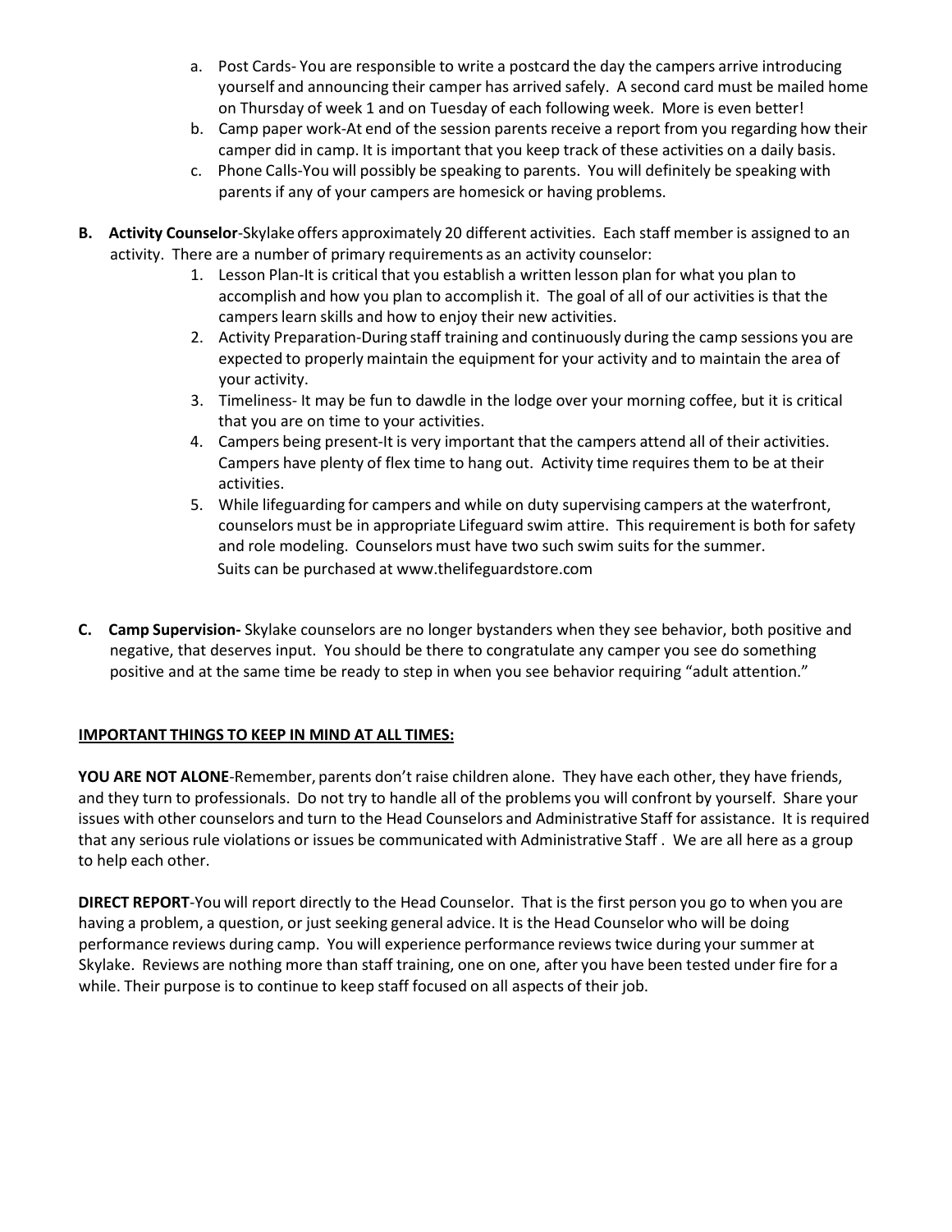a. Post Cards- You are responsible to write a postcard the day the campers arrive introducing yourself and announcing their camper has arrived safely. A second card must be mailed home on Thursday of week 1 and on Tuesday of each following week. More is even better!

b. Camp paper work-At end of the session parents receive a report from you regarding how their camper did in camp. It is important that you keep track of these activities on a daily basis.

c. Phone Calls-You will possibly be speaking to parents. You will definitely be speaking with parents if any of your campers are homesick or having problems.

**B. Activity Counselor**-Skylake offers approximately 20 different activities. Each staff member is assigned to an activity. There are a number of primary requirements as an activity counselor:

1. Lesson Plan-It is critical that you establish a written lesson plan for what you plan to accomplish and how you plan to accomplish it. The goal of all of our activities is that the campers learn skills and how to enjoy their new activities.
2. Activity Preparation-During staff training and continuously during the camp sessions you are expected to properly maintain the equipment for your activity and to maintain the area of your activity.
3. Timeliness- It may be fun to dawdle in the lodge over your morning coffee, but it is critical that you are on time to your activities.
4. Campers being present-It is very important that the campers attend all of their activities. Campers have plenty of flex time to hang out. Activity time requires them to be at their activities.
5. While lifeguarding for campers and while on duty supervising campers at the waterfront, counselors must be in appropriate Lifeguard swim attire. This requirement is both for safety and role modeling. Counselors must have two such swim suits for the summer. Suits can be purchased at www.thelifeguardstore.com

**C. Camp Supervision-** Skylake counselors are no longer bystanders when they see behavior, both positive and negative, that deserves input. You should be there to congratulate any camper you see do something positive and at the same time be ready to step in when you see behavior requiring "adult attention."

**IMPORTANT THINGS TO KEEP IN MIND AT ALL TIMES:**

**YOU ARE NOT ALONE**-Remember, parents don't raise children alone. They have each other, they have friends, and they turn to professionals. Do not try to handle all of the problems you will confront by yourself. Share your issues with other counselors and turn to the Head Counselors and Administrative Staff for assistance. It is required that any serious rule violations or issues be communicated with Administrative Staff . We are all here as a group to help each other.

**DIRECT REPORT**-You will report directly to the Head Counselor. That is the first person you go to when you are having a problem, a question, or just seeking general advice. It is the Head Counselor who will be doing performance reviews during camp. You will experience performance reviews twice during your summer at Skylake. Reviews are nothing more than staff training, one on one, after you have been tested under fire for a while. Their purpose is to continue to keep staff focused on all aspects of their job.